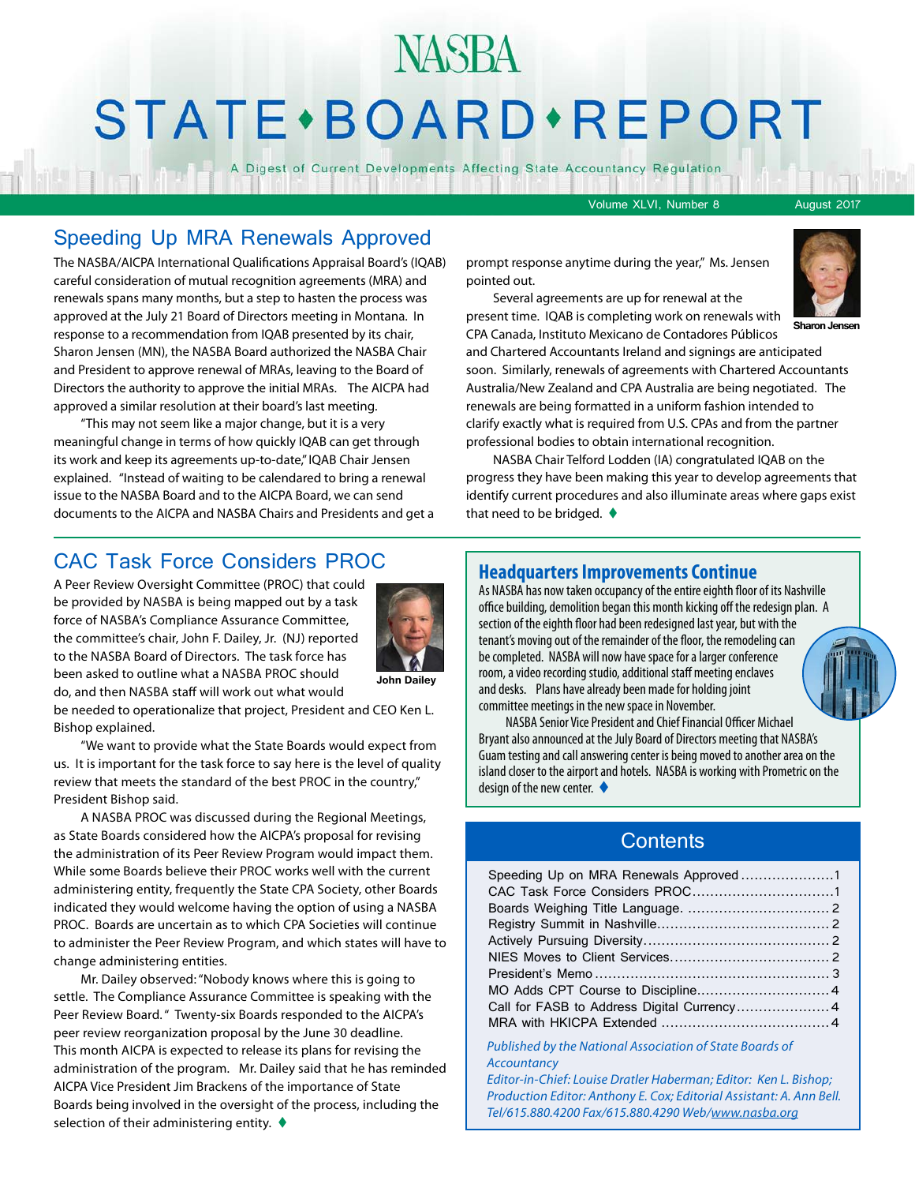# NASBA STATE • BOARD • REPORT

A Digest of Current Developments Affecting State Accountancy Regulation

Volume XLVI, Number 8 — August 2017

## Speeding Up MRA Renewals Approved

The NASBA/AICPA International Qualifications Appraisal Board's (IQAB) careful consideration of mutual recognition agreements (MRA) and renewals spans many months, but a step to hasten the process was approved at the July 21 Board of Directors meeting in Montana. In response to a recommendation from IQAB presented by its chair, Sharon Jensen (MN), the NASBA Board authorized the NASBA Chair and President to approve renewal of MRAs, leaving to the Board of Directors the authority to approve the initial MRAs. The AICPA had approved a similar resolution at their board's last meeting.

"This may not seem like a major change, but it is a very meaningful change in terms of how quickly IQAB can get through its work and keep its agreements up-to-date," IQAB Chair Jensen explained. "Instead of waiting to be calendared to bring a renewal issue to the NASBA Board and to the AICPA Board, we can send documents to the AICPA and NASBA Chairs and Presidents and get a prompt response anytime during the year," Ms. Jensen pointed out.

Sharon Jensen

Several agreements are up for renewal at the present time. IQAB is completing work on renewals with CPA Canada, Instituto Mexicano de Contadores Públicos and Chartered Accountants Ireland and signings are anticipated soon. Similarly, renewals of agreements with Chartered Accountants Australia/New Zealand and CPA Australia are being negotiated. The renewals are being formatted in a uniform fashion intended to clarify exactly what is required from U.S. CPAs and from the partner professional bodies to obtain international recognition.

NASBA Chair Telford Lodden (IA) congratulated IQAB on the progress they have been making this year to develop agreements that identify current procedures and also illuminate areas where gaps exist that need to be bridged. ♦

## CAC Task Force Considers PROC

A Peer Review Oversight Committee (PROC) that could be provided by NASBA is being mapped out by a task force of NASBA's Compliance Assurance Committee, the committee's chair, John F. Dailey, Jr. (NJ) reported to the NASBA Board of Directors. The task force has been asked to outline what a NASBA PROC should do, and then NASBA staff will work out what would be needed to operationalize that project, President and CEO Ken L. Bishop explained.

John Dailey

"We want to provide what the State Boards would expect from us. It is important for the task force to say here is the level of quality review that meets the standard of the best PROC in the country," President Bishop said.

A NASBA PROC was discussed during the Regional Meetings, as State Boards considered how the AICPA's proposal for revising the administration of its Peer Review Program would impact them. While some Boards believe their PROC works well with the current administering entity, frequently the State CPA Society, other Boards indicated they would welcome having the option of using a NASBA PROC. Boards are uncertain as to which CPA Societies will continue to administer the Peer Review Program, and which states will have to change administering entities.

Mr. Dailey observed: "Nobody knows where this is going to settle. The Compliance Assurance Committee is speaking with the Peer Review Board." Twenty-six Boards responded to the AICPA's peer review reorganization proposal by the June 30 deadline. This month AICPA is expected to release its plans for revising the administration of the program. Mr. Dailey said that he has reminded AICPA Vice President Jim Brackens of the importance of State Boards being involved in the oversight of the process, including the selection of their administering entity. ♦

## Headquarters Improvements Continue

As NASBA has now taken occupancy of the entire eighth floor of its Nashville office building, demolition began this month kicking off the redesign plan. A section of the eighth floor had been redesigned last year, but with the tenant's moving out of the remainder of the floor, the remodeling can be completed. NASBA will now have space for a larger conference room, a video recording studio, additional staff meeting enclaves and desks. Plans have already been made for holding joint committee meetings in the new space in November.

NASBA Senior Vice President and Chief Financial Officer Michael Bryant also announced at the July Board of Directors meeting that NASBA's Guam testing and call answering center is being moved to another area on the island closer to the airport and hotels. NASBA is working with Prometric on the design of the new center. ♦

## Contents

| | |
|---|---|
| Speeding Up on MRA Renewals Approved | 1 |
| CAC Task Force Considers PROC | 1 |
| Boards Weighing Title Language | 2 |
| Registry Summit in Nashville | 2 |
| Actively Pursuing Diversity | 2 |
| NIES Moves to Client Services | 2 |
| President's Memo | 3 |
| MO Adds CPT Course to Discipline | 4 |
| Call for FASB to Address Digital Currency | 4 |
| MRA with HKICPA Extended | 4 |

*Published by the National Association of State Boards of Accountancy*

*Editor-in-Chief: Louise Dratler Haberman; Editor: Ken L. Bishop; Production Editor: Anthony E. Cox; Editorial Assistant: A. Ann Bell. Tel/615.880.4200 Fax/615.880.4290 Web/www.nasba.org*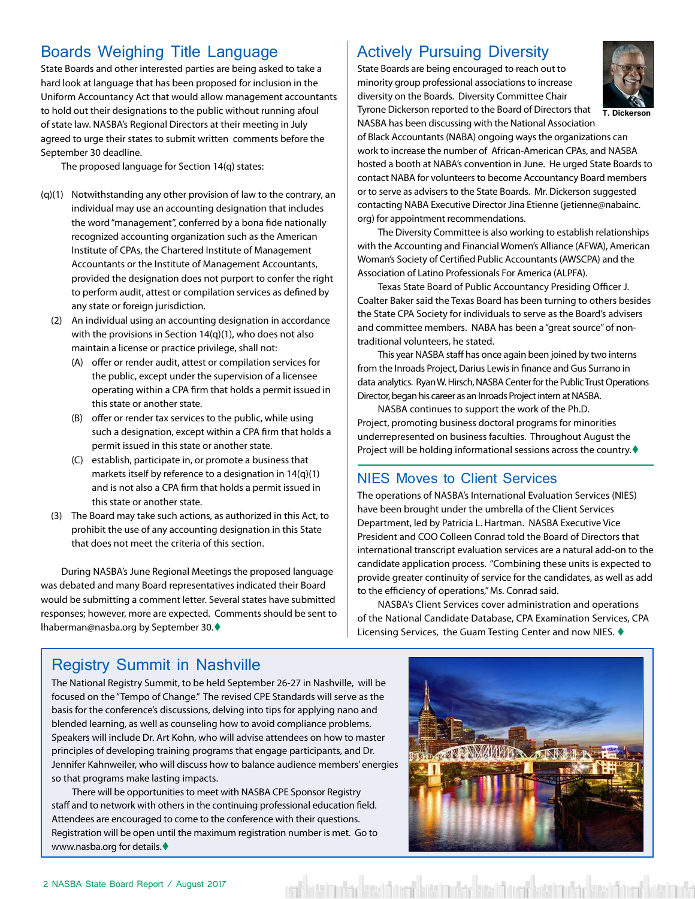## Boards Weighing Title Language

State Boards and other interested parties are being asked to take a hard look at language that has been proposed for inclusion in the Uniform Accountancy Act that would allow management accountants to hold out their designations to the public without running afoul of state law. NASBA's Regional Directors at their meeting in July agreed to urge their states to submit written comments before the September 30 deadline.

The proposed language for Section 14(q) states:

(q)(1) Notwithstanding any other provision of law to the contrary, an individual may use an accounting designation that includes the word "management", conferred by a bona fide nationally recognized accounting organization such as the American Institute of CPAs, the Chartered Institute of Management Accountants or the Institute of Management Accountants, provided the designation does not purport to confer the right to perform audit, attest or compilation services as defined by any state or foreign jurisdiction.

(2) An individual using an accounting designation in accordance with the provisions in Section 14(q)(1), who does not also maintain a license or practice privilege, shall not:

- (A) offer or render audit, attest or compilation services for the public, except under the supervision of a licensee operating within a CPA firm that holds a permit issued in this state or another state.
- (B) offer or render tax services to the public, while using such a designation, except within a CPA firm that holds a permit issued in this state or another state.
- (C) establish, participate in, or promote a business that markets itself by reference to a designation in 14(q)(1) and is not also a CPA firm that holds a permit issued in this state or another state.

(3) The Board may take such actions, as authorized in this Act, to prohibit the use of any accounting designation in this State that does not meet the criteria of this section.

During NASBA's June Regional Meetings the proposed language was debated and many Board representatives indicated their Board would be submitting a comment letter. Several states have submitted responses; however, more are expected. Comments should be sent to lhaberman@nasba.org by September 30.♦

## Actively Pursuing Diversity

T. Dickerson

State Boards are being encouraged to reach out to minority group professional associations to increase diversity on the Boards. Diversity Committee Chair Tyrone Dickerson reported to the Board of Directors that NASBA has been discussing with the National Association of Black Accountants (NABA) ongoing ways the organizations can work to increase the number of African-American CPAs, and NASBA hosted a booth at NABA's convention in June. He urged State Boards to contact NABA for volunteers to become Accountancy Board members or to serve as advisers to the State Boards. Mr. Dickerson suggested contacting NABA Executive Director Jina Etienne (jetienne@nabainc.org) for appointment recommendations.

The Diversity Committee is also working to establish relationships with the Accounting and Financial Women's Alliance (AFWA), American Woman's Society of Certified Public Accountants (AWSCPA) and the Association of Latino Professionals For America (ALPFA).

Texas State Board of Public Accountancy Presiding Officer J. Coalter Baker said the Texas Board has been turning to others besides the State CPA Society for individuals to serve as the Board's advisers and committee members. NABA has been a "great source" of non-traditional volunteers, he stated.

This year NASBA staff has once again been joined by two interns from the Inroads Project, Darius Lewis in finance and Gus Surrano in data analytics. Ryan W. Hirsch, NASBA Center for the Public Trust Operations Director, began his career as an Inroads Project intern at NASBA.

NASBA continues to support the work of the Ph.D. Project, promoting business doctoral programs for minorities underrepresented on business faculties. Throughout August the Project will be holding informational sessions across the country.♦

## NIES Moves to Client Services

The operations of NASBA's International Evaluation Services (NIES) have been brought under the umbrella of the Client Services Department, led by Patricia L. Hartman. NASBA Executive Vice President and COO Colleen Conrad told the Board of Directors that international transcript evaluation services are a natural add-on to the candidate application process. "Combining these units is expected to provide greater continuity of service for the candidates, as well as add to the efficiency of operations," Ms. Conrad said.

NASBA's Client Services cover administration and operations of the National Candidate Database, CPA Examination Services, CPA Licensing Services, the Guam Testing Center and now NIES. ♦

## Registry Summit in Nashville

The National Registry Summit, to be held September 26-27 in Nashville, will be focused on the "Tempo of Change." The revised CPE Standards will serve as the basis for the conference's discussions, delving into tips for applying nano and blended learning, as well as counseling how to avoid compliance problems. Speakers will include Dr. Art Kohn, who will advise attendees on how to master principles of developing training programs that engage participants, and Dr. Jennifer Kahnweiler, who will discuss how to balance audience members' energies so that programs make lasting impacts.

There will be opportunities to meet with NASBA CPE Sponsor Registry staff and to network with others in the continuing professional education field. Attendees are encouraged to come to the conference with their questions. Registration will be open until the maximum registration number is met. Go to www.nasba.org for details.♦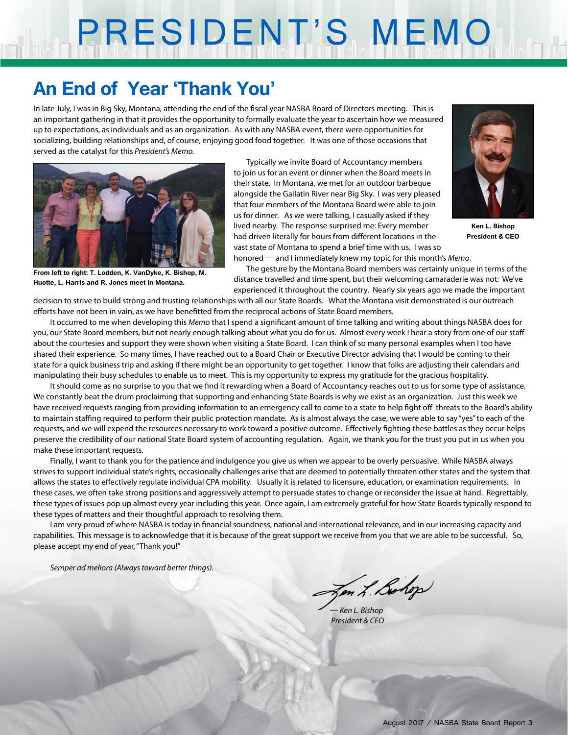# PRESIDENT'S MEMO

## An End of Year 'Thank You'

In late July, I was in Big Sky, Montana, attending the end of the fiscal year NASBA Board of Directors meeting. This is an important gathering in that it provides the opportunity to formally evaluate the year to ascertain how we measured up to expectations, as individuals and as an organization. As with any NASBA event, there were opportunities for socializing, building relationships and, of course, enjoying good food together. It was one of those occasions that served as the catalyst for this *President's Memo.*

**Ken L. Bishop**
**President & CEO**

Typically we invite Board of Accountancy members to join us for an event or dinner when the Board meets in their state. In Montana, we met for an outdoor barbeque alongside the Gallatin River near Big Sky. I was very pleased that four members of the Montana Board were able to join us for dinner. As we were talking, I casually asked if they lived nearby. The response surprised me: Every member had driven literally for hours from different locations in the vast state of Montana to spend a brief time with us. I was so honored — and I immediately knew my topic for this month's *Memo*.

**From left to right: T. Lodden, K. VanDyke, K. Bishop, M. Huotte, L. Harris and R. Jones meet in Montana.**

The gesture by the Montana Board members was certainly unique in terms of the distance travelled and time spent, but their welcoming camaraderie was not: We've experienced it throughout the country. Nearly six years ago we made the important decision to strive to build strong and trusting relationships with all our State Boards. What the Montana visit demonstrated is our outreach efforts have not been in vain, as we have benefitted from the reciprocal actions of State Board members.

It occurred to me when developing this *Memo* that I spend a significant amount of time talking and writing about things NASBA does for you, our State Board members, but not nearly enough talking about what you do for us. Almost every week I hear a story from one of our staff about the courtesies and support they were shown when visiting a State Board. I can think of so many personal examples when I too have shared their experience. So many times, I have reached out to a Board Chair or Executive Director advising that I would be coming to their state for a quick business trip and asking if there might be an opportunity to get together. I know that folks are adjusting their calendars and manipulating their busy schedules to enable us to meet. This is my opportunity to express my gratitude for the gracious hospitality.

It should come as no surprise to you that we find it rewarding when a Board of Accountancy reaches out to us for some type of assistance. We constantly beat the drum proclaiming that supporting and enhancing State Boards is why we exist as an organization. Just this week we have received requests ranging from providing information to an emergency call to come to a state to help fight off threats to the Board's ability to maintain staffing required to perform their public protection mandate. As is almost always the case, we were able to say "yes" to each of the requests, and we will expend the resources necessary to work toward a positive outcome. Effectively fighting these battles as they occur helps preserve the credibility of our national State Board system of accounting regulation. Again, we thank you for the trust you put in us when you make these important requests.

Finally, I want to thank you for the patience and indulgence you give us when we appear to be overly persuasive. While NASBA always strives to support individual state's rights, occasionally challenges arise that are deemed to potentially threaten other states and the system that allows the states to effectively regulate individual CPA mobility. Usually it is related to licensure, education, or examination requirements. In these cases, we often take strong positions and aggressively attempt to persuade states to change or reconsider the issue at hand. Regrettably, these types of issues pop up almost every year including this year. Once again, I am extremely grateful for how State Boards typically respond to these types of matters and their thoughtful approach to resolving them.

I am very proud of where NASBA is today in financial soundness, national and international relevance, and in our increasing capacity and capabilities. This message is to acknowledge that it is because of the great support we receive from you that we are able to be successful. So, please accept my end of year, "Thank you!"

*Semper ad meliora (Always toward better things).*

*— Ken L. Bishop*
*President & CEO*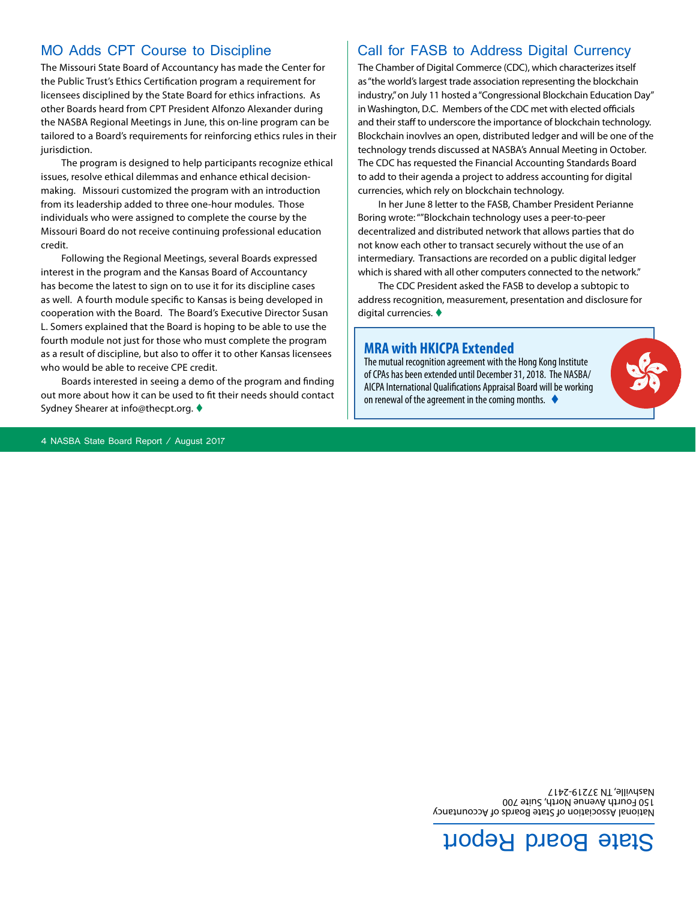## MO Adds CPT Course to Discipline

The Missouri State Board of Accountancy has made the Center for the Public Trust's Ethics Certification program a requirement for licensees disciplined by the State Board for ethics infractions. As other Boards heard from CPT President Alfonzo Alexander during the NASBA Regional Meetings in June, this on-line program can be tailored to a Board's requirements for reinforcing ethics rules in their jurisdiction.

The program is designed to help participants recognize ethical issues, resolve ethical dilemmas and enhance ethical decision-making. Missouri customized the program with an introduction from its leadership added to three one-hour modules. Those individuals who were assigned to complete the course by the Missouri Board do not receive continuing professional education credit.

Following the Regional Meetings, several Boards expressed interest in the program and the Kansas Board of Accountancy has become the latest to sign on to use it for its discipline cases as well. A fourth module specific to Kansas is being developed in cooperation with the Board. The Board's Executive Director Susan L. Somers explained that the Board is hoping to be able to use the fourth module not just for those who must complete the program as a result of discipline, but also to offer it to other Kansas licensees who would be able to receive CPE credit.

Boards interested in seeing a demo of the program and finding out more about how it can be used to fit their needs should contact Sydney Shearer at info@thecpt.org. ♦

## Call for FASB to Address Digital Currency

The Chamber of Digital Commerce (CDC), which characterizes itself as "the world's largest trade association representing the blockchain industry," on July 11 hosted a "Congressional Blockchain Education Day" in Washington, D.C. Members of the CDC met with elected officials and their staff to underscore the importance of blockchain technology. Blockchain inovlves an open, distributed ledger and will be one of the technology trends discussed at NASBA's Annual Meeting in October. The CDC has requested the Financial Accounting Standards Board to add to their agenda a project to address accounting for digital currencies, which rely on blockchain technology.

In her June 8 letter to the FASB, Chamber President Perianne Boring wrote: ""Blockchain technology uses a peer-to-peer decentralized and distributed network that allows parties that do not know each other to transact securely without the use of an intermediary. Transactions are recorded on a public digital ledger which is shared with all other computers connected to the network."

The CDC President asked the FASB to develop a subtopic to address recognition, measurement, presentation and disclosure for digital currencies. ♦

### MRA with HKICPA Extended

The mutual recognition agreement with the Hong Kong Institute of CPAs has been extended until December 31, 2018. The NASBA/AICPA International Qualifications Appraisal Board will be working on renewal of the agreement in the coming months. ♦

State Board Report

National Association of State Boards of Accountancy
150 Fourth Avenue North, Suite 700
Nashville, TN 37219-2417